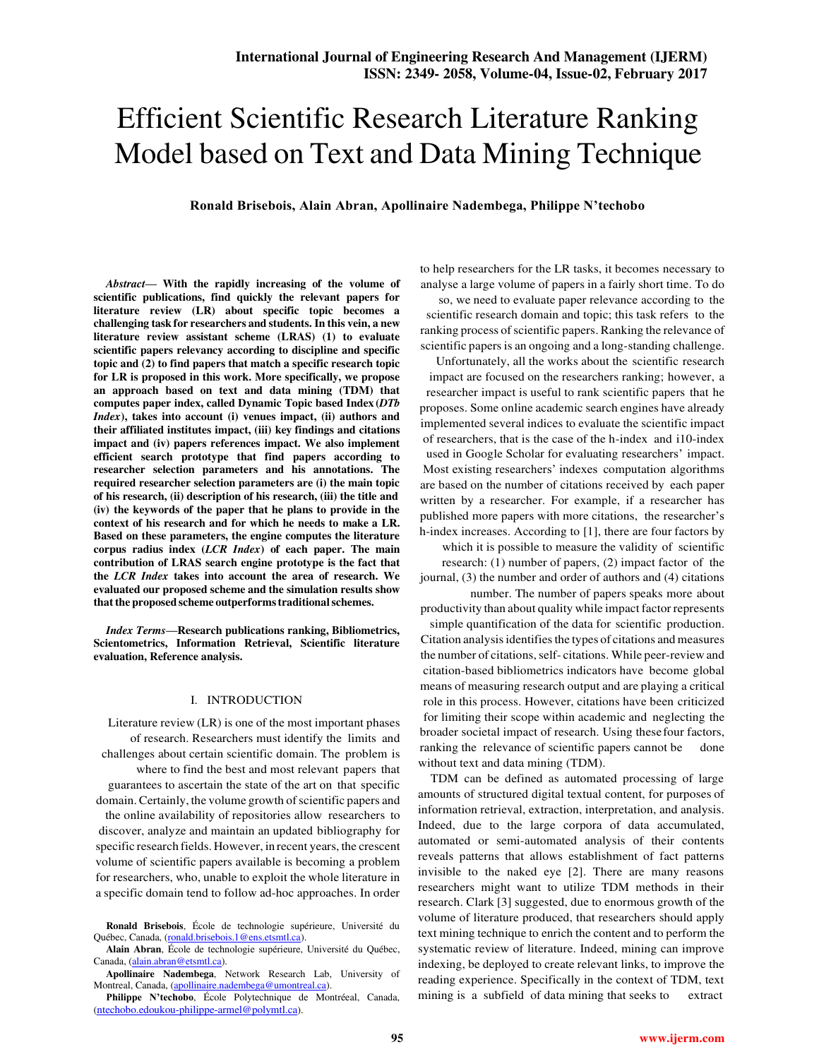# Efficient Scientific Research Literature Ranking Model based on Text and Data Mining Technique

**Ronald Brisebois, Alain Abran, Apollinaire Nadembega, Philippe N'techobo**

***Abstract*— With the rapidly increasing of the volume of scientific publications, find quickly the relevant papers for literature review (LR) about specific topic becomes a challenging task for researchers and students. In this vein, a new literature review assistant scheme (LRAS) (1) to evaluate scientific papers relevancy according to discipline and specific topic and (2) to find papers that match a specific research topic for LR is proposed in this work. More specifically, we propose an approach based on text and data mining (TDM) that computes paper index, called Dynamic Topic based Index (*DTb Index*), takes into account (i) venues impact, (ii) authors and their affiliated institutes impact, (iii) key findings and citations impact and (iv) papers references impact. We also implement efficient search prototype that find papers according to researcher selection parameters and his annotations. The required researcher selection parameters are (i) the main topic of his research, (ii) description of his research, (iii) the title and (iv) the keywords of the paper that he plans to provide in the context of his research and for which he needs to make a LR. Based on these parameters, the engine computes the literature corpus radius index (*LCR Index*) of each paper. The main contribution of LRAS search engine prototype is the fact that the *LCR Index* takes into account the area of research. We evaluated our proposed scheme and the simulation results show that the proposed scheme outperforms traditional schemes.**

***Index Terms*—Research publications ranking, Bibliometrics, Scientometrics, Information Retrieval, Scientific literature evaluation, Reference analysis.**

## I. INTRODUCTION

Literature review (LR) is one of the most important phases of research. Researchers must identify the limits and challenges about certain scientific domain. The problem is where to find the best and most relevant papers that guarantees to ascertain the state of the art on that specific domain. Certainly, the volume growth of scientific papers and the online availability of repositories allow researchers to discover, analyze and maintain an updated bibliography for specific research fields. However, in recent years, the crescent volume of scientific papers available is becoming a problem for researchers, who, unable to exploit the whole literature in a specific domain tend to follow ad-hoc approaches. In order to help researchers for the LR tasks, it becomes necessary to analyse a large volume of papers in a fairly short time. To do so, we need to evaluate paper relevance according to the scientific research domain and topic; this task refers to the ranking process of scientific papers. Ranking the relevance of scientific papers is an ongoing and a long-standing challenge.

Unfortunately, all the works about the scientific research impact are focused on the researchers ranking; however, a researcher impact is useful to rank scientific papers that he proposes. Some online academic search engines have already implemented several indices to evaluate the scientific impact of researchers, that is the case of the h-index and i10-index used in Google Scholar for evaluating researchers' impact. Most existing researchers' indexes computation algorithms are based on the number of citations received by each paper written by a researcher. For example, if a researcher has published more papers with more citations, the researcher's h-index increases. According to [1], there are four factors by which it is possible to measure the validity of scientific research: (1) number of papers, (2) impact factor of the journal, (3) the number and order of authors and (4) citations number. The number of papers speaks more about productivity than about quality while impact factor represents simple quantification of the data for scientific production. Citation analysis identifies the types of citations and measures the number of citations, self- citations. While peer-review and citation-based bibliometrics indicators have become global means of measuring research output and are playing a critical role in this process. However, citations have been criticized for limiting their scope within academic and neglecting the broader societal impact of research. Using these four factors, ranking the relevance of scientific papers cannot be done without text and data mining (TDM).

TDM can be defined as automated processing of large amounts of structured digital textual content, for purposes of information retrieval, extraction, interpretation, and analysis. Indeed, due to the large corpora of data accumulated, automated or semi-automated analysis of their contents reveals patterns that allows establishment of fact patterns invisible to the naked eye [2]. There are many reasons researchers might want to utilize TDM methods in their research. Clark [3] suggested, due to enormous growth of the volume of literature produced, that researchers should apply text mining technique to enrich the content and to perform the systematic review of literature. Indeed, mining can improve indexing, be deployed to create relevant links, to improve the reading experience. Specifically in the context of TDM, text mining is a subfield of data mining that seeks to extract

---

**Ronald Brisebois**, École de technologie supérieure, Université du Québec, Canada, (ronald.brisebois.1@ens.etsmtl.ca).

**Alain Abran**, École de technologie supérieure, Université du Québec, Canada, (alain.abran@etsmtl.ca).

**Apollinaire Nadembega**, Network Research Lab, University of Montreal, Canada, (apollinaire.nadembega@umontreal.ca).

**Philippe N'techobo**, École Polytechnique de Montréeal, Canada, (ntechobo.edoukou-philippe-armel@polymtl.ca).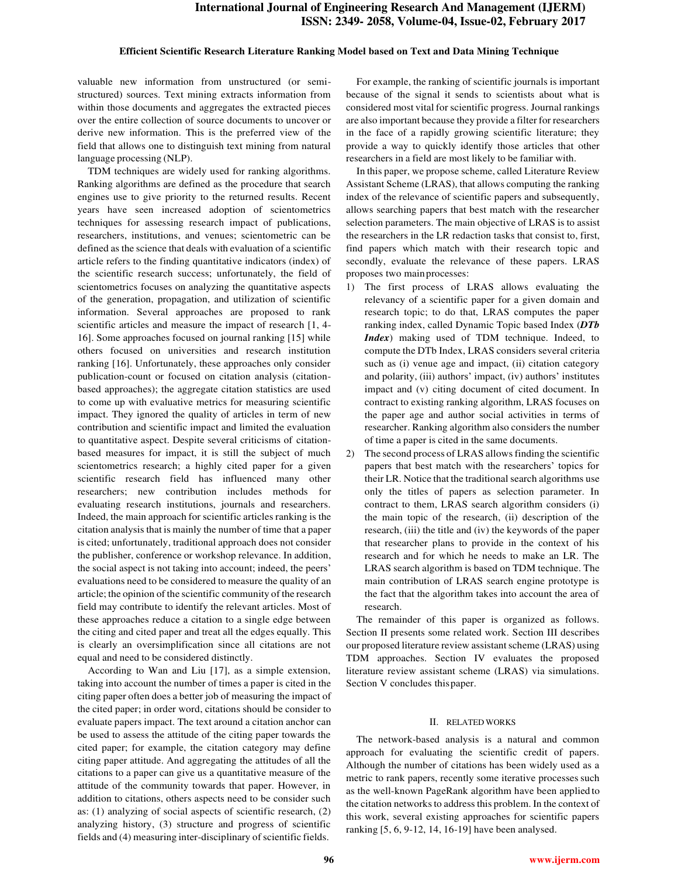valuable new information from unstructured (or semi-structured) sources. Text mining extracts information from within those documents and aggregates the extracted pieces over the entire collection of source documents to uncover or derive new information. This is the preferred view of the field that allows one to distinguish text mining from natural language processing (NLP).

TDM techniques are widely used for ranking algorithms. Ranking algorithms are defined as the procedure that search engines use to give priority to the returned results. Recent years have seen increased adoption of scientometrics techniques for assessing research impact of publications, researchers, institutions, and venues; scientometric can be defined as the science that deals with evaluation of a scientific article refers to the finding quantitative indicators (index) of the scientific research success; unfortunately, the field of scientometrics focuses on analyzing the quantitative aspects of the generation, propagation, and utilization of scientific information. Several approaches are proposed to rank scientific articles and measure the impact of research [1, 4-16]. Some approaches focused on journal ranking [15] while others focused on universities and research institution ranking [16]. Unfortunately, these approaches only consider publication-count or focused on citation analysis (citation-based approaches); the aggregate citation statistics are used to come up with evaluative metrics for measuring scientific impact. They ignored the quality of articles in term of new contribution and scientific impact and limited the evaluation to quantitative aspect. Despite several criticisms of citation-based measures for impact, it is still the subject of much scientometrics research; a highly cited paper for a given scientific research field has influenced many other researchers; new contribution includes methods for evaluating research institutions, journals and researchers. Indeed, the main approach for scientific articles ranking is the citation analysis that is mainly the number of time that a paper is cited; unfortunately, traditional approach does not consider the publisher, conference or workshop relevance. In addition, the social aspect is not taking into account; indeed, the peers' evaluations need to be considered to measure the quality of an article; the opinion of the scientific community of the research field may contribute to identify the relevant articles. Most of these approaches reduce a citation to a single edge between the citing and cited paper and treat all the edges equally. This is clearly an oversimplification since all citations are not equal and need to be considered distinctly.

According to Wan and Liu [17], as a simple extension, taking into account the number of times a paper is cited in the citing paper often does a better job of measuring the impact of the cited paper; in order word, citations should be consider to evaluate papers impact. The text around a citation anchor can be used to assess the attitude of the citing paper towards the cited paper; for example, the citation category may define citing paper attitude. And aggregating the attitudes of all the citations to a paper can give us a quantitative measure of the attitude of the community towards that paper. However, in addition to citations, others aspects need to be consider such as: (1) analyzing of social aspects of scientific research, (2) analyzing history, (3) structure and progress of scientific fields and (4) measuring inter-disciplinary of scientific fields.

For example, the ranking of scientific journals is important because of the signal it sends to scientists about what is considered most vital for scientific progress. Journal rankings are also important because they provide a filter for researchers in the face of a rapidly growing scientific literature; they provide a way to quickly identify those articles that other researchers in a field are most likely to be familiar with.

In this paper, we propose scheme, called Literature Review Assistant Scheme (LRAS), that allows computing the ranking index of the relevance of scientific papers and subsequently, allows searching papers that best match with the researcher selection parameters. The main objective of LRAS is to assist the researchers in the LR redaction tasks that consist to, first, find papers which match with their research topic and secondly, evaluate the relevance of these papers. LRAS proposes two main processes:

1) The first process of LRAS allows evaluating the relevancy of a scientific paper for a given domain and research topic; to do that, LRAS computes the paper ranking index, called Dynamic Topic based Index (***DTb Index***) making used of TDM technique. Indeed, to compute the DTb Index, LRAS considers several criteria such as (i) venue age and impact, (ii) citation category and polarity, (iii) authors' impact, (iv) authors' institutes impact and (v) citing document of cited document. In contract to existing ranking algorithm, LRAS focuses on the paper age and author social activities in terms of researcher. Ranking algorithm also considers the number of time a paper is cited in the same documents.
2) The second process of LRAS allows finding the scientific papers that best match with the researchers' topics for their LR. Notice that the traditional search algorithms use only the titles of papers as selection parameter. In contract to them, LRAS search algorithm considers (i) the main topic of the research, (ii) description of the research, (iii) the title and (iv) the keywords of the paper that researcher plans to provide in the context of his research and for which he needs to make an LR. The LRAS search algorithm is based on TDM technique. The main contribution of LRAS search engine prototype is the fact that the algorithm takes into account the area of research.

The remainder of this paper is organized as follows. Section II presents some related work. Section III describes our proposed literature review assistant scheme (LRAS) using TDM approaches. Section IV evaluates the proposed literature review assistant scheme (LRAS) via simulations. Section V concludes this paper.

## II. RELATED WORKS

The network-based analysis is a natural and common approach for evaluating the scientific credit of papers. Although the number of citations has been widely used as a metric to rank papers, recently some iterative processes such as the well-known PageRank algorithm have been applied to the citation networks to address this problem. In the context of this work, several existing approaches for scientific papers ranking [5, 6, 9-12, 14, 16-19] have been analysed.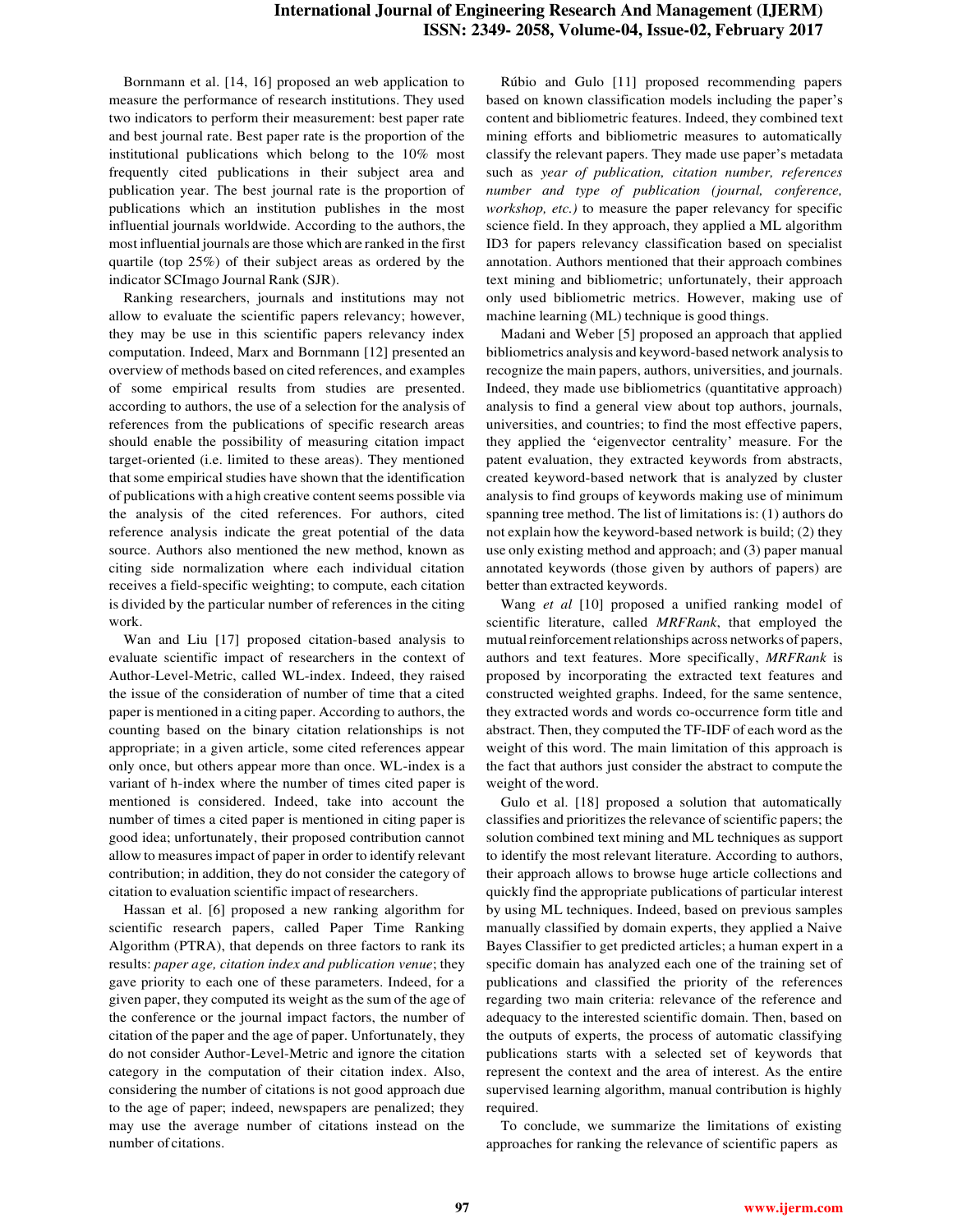Bornmann et al. [14, 16] proposed an web application to measure the performance of research institutions. They used two indicators to perform their measurement: best paper rate and best journal rate. Best paper rate is the proportion of the institutional publications which belong to the 10% most frequently cited publications in their subject area and publication year. The best journal rate is the proportion of publications which an institution publishes in the most influential journals worldwide. According to the authors, the most influential journals are those which are ranked in the first quartile (top 25%) of their subject areas as ordered by the indicator SCImago Journal Rank (SJR).

Ranking researchers, journals and institutions may not allow to evaluate the scientific papers relevancy; however, they may be use in this scientific papers relevancy index computation. Indeed, Marx and Bornmann [12] presented an overview of methods based on cited references, and examples of some empirical results from studies are presented. according to authors, the use of a selection for the analysis of references from the publications of specific research areas should enable the possibility of measuring citation impact target-oriented (i.e. limited to these areas). They mentioned that some empirical studies have shown that the identification of publications with a high creative content seems possible via the analysis of the cited references. For authors, cited reference analysis indicate the great potential of the data source. Authors also mentioned the new method, known as citing side normalization where each individual citation receives a field-specific weighting; to compute, each citation is divided by the particular number of references in the citing work.

Wan and Liu [17] proposed citation-based analysis to evaluate scientific impact of researchers in the context of Author-Level-Metric, called WL-index. Indeed, they raised the issue of the consideration of number of time that a cited paper is mentioned in a citing paper. According to authors, the counting based on the binary citation relationships is not appropriate; in a given article, some cited references appear only once, but others appear more than once. WL-index is a variant of h-index where the number of times cited paper is mentioned is considered. Indeed, take into account the number of times a cited paper is mentioned in citing paper is good idea; unfortunately, their proposed contribution cannot allow to measures impact of paper in order to identify relevant contribution; in addition, they do not consider the category of citation to evaluation scientific impact of researchers.

Hassan et al. [6] proposed a new ranking algorithm for scientific research papers, called Paper Time Ranking Algorithm (PTRA), that depends on three factors to rank its results: *paper age, citation index and publication venue*; they gave priority to each one of these parameters. Indeed, for a given paper, they computed its weight as the sum of the age of the conference or the journal impact factors, the number of citation of the paper and the age of paper. Unfortunately, they do not consider Author-Level-Metric and ignore the citation category in the computation of their citation index. Also, considering the number of citations is not good approach due to the age of paper; indeed, newspapers are penalized; they may use the average number of citations instead on the number of citations.

Rúbio and Gulo [11] proposed recommending papers based on known classification models including the paper's content and bibliometric features. Indeed, they combined text mining efforts and bibliometric measures to automatically classify the relevant papers. They made use paper's metadata such as *year of publication, citation number, references number and type of publication (journal, conference, workshop, etc.)* to measure the paper relevancy for specific science field. In they approach, they applied a ML algorithm ID3 for papers relevancy classification based on specialist annotation. Authors mentioned that their approach combines text mining and bibliometric; unfortunately, their approach only used bibliometric metrics. However, making use of machine learning (ML) technique is good things.

Madani and Weber [5] proposed an approach that applied bibliometrics analysis and keyword-based network analysis to recognize the main papers, authors, universities, and journals. Indeed, they made use bibliometrics (quantitative approach) analysis to find a general view about top authors, journals, universities, and countries; to find the most effective papers, they applied the 'eigenvector centrality' measure. For the patent evaluation, they extracted keywords from abstracts, created keyword-based network that is analyzed by cluster analysis to find groups of keywords making use of minimum spanning tree method. The list of limitations is: (1) authors do not explain how the keyword-based network is build; (2) they use only existing method and approach; and (3) paper manual annotated keywords (those given by authors of papers) are better than extracted keywords.

Wang *et al* [10] proposed a unified ranking model of scientific literature, called *MRFRank*, that employed the mutual reinforcement relationships across networks of papers, authors and text features. More specifically, *MRFRank* is proposed by incorporating the extracted text features and constructed weighted graphs. Indeed, for the same sentence, they extracted words and words co-occurrence form title and abstract. Then, they computed the TF-IDF of each word as the weight of this word. The main limitation of this approach is the fact that authors just consider the abstract to compute the weight of the word.

Gulo et al. [18] proposed a solution that automatically classifies and prioritizes the relevance of scientific papers; the solution combined text mining and ML techniques as support to identify the most relevant literature. According to authors, their approach allows to browse huge article collections and quickly find the appropriate publications of particular interest by using ML techniques. Indeed, based on previous samples manually classified by domain experts, they applied a Naive Bayes Classifier to get predicted articles; a human expert in a specific domain has analyzed each one of the training set of publications and classified the priority of the references regarding two main criteria: relevance of the reference and adequacy to the interested scientific domain. Then, based on the outputs of experts, the process of automatic classifying publications starts with a selected set of keywords that represent the context and the area of interest. As the entire supervised learning algorithm, manual contribution is highly required.

To conclude, we summarize the limitations of existing approaches for ranking the relevance of scientific papers as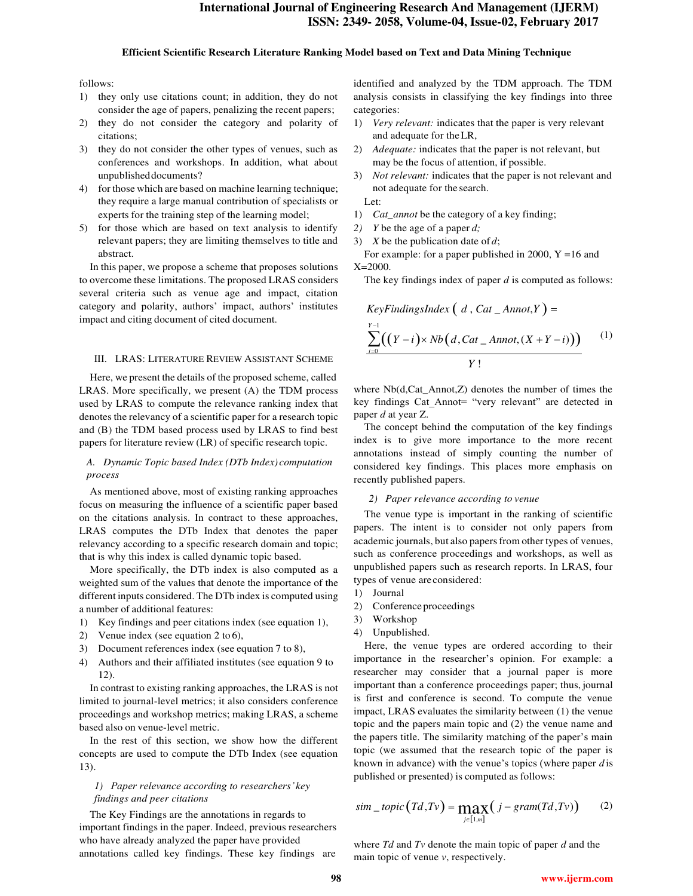follows:

1) they only use citations count; in addition, they do not consider the age of papers, penalizing the recent papers;
2) they do not consider the category and polarity of citations;
3) they do not consider the other types of venues, such as conferences and workshops. In addition, what about unpublished documents?
4) for those which are based on machine learning technique; they require a large manual contribution of specialists or experts for the training step of the learning model;
5) for those which are based on text analysis to identify relevant papers; they are limiting themselves to title and abstract.

In this paper, we propose a scheme that proposes solutions to overcome these limitations. The proposed LRAS considers several criteria such as venue age and impact, citation category and polarity, authors' impact, authors' institutes impact and citing document of cited document.

## III. LRAS: Literature Review Assistant Scheme

Here, we present the details of the proposed scheme, called LRAS. More specifically, we present (A) the TDM process used by LRAS to compute the relevance ranking index that denotes the relevancy of a scientific paper for a research topic and (B) the TDM based process used by LRAS to find best papers for literature review (LR) of specific research topic.

### *A. Dynamic Topic based Index (DTb Index) computation process*

As mentioned above, most of existing ranking approaches focus on measuring the influence of a scientific paper based on the citations analysis. In contract to these approaches, LRAS computes the DTb Index that denotes the paper relevancy according to a specific research domain and topic; that is why this index is called dynamic topic based.

More specifically, the DTb index is also computed as a weighted sum of the values that denote the importance of the different inputs considered. The DTb index is computed using a number of additional features:

1) Key findings and peer citations index (see equation 1),
2) Venue index (see equation 2 to 6),
3) Document references index (see equation 7 to 8),
4) Authors and their affiliated institutes (see equation 9 to 12).

In contrast to existing ranking approaches, the LRAS is not limited to journal-level metrics; it also considers conference proceedings and workshop metrics; making LRAS, a scheme based also on venue-level metric.

In the rest of this section, we show how the different concepts are used to compute the DTb Index (see equation 13).

#### *1) Paper relevance according to researchers' key findings and peer citations*

The Key Findings are the annotations in regards to important findings in the paper. Indeed, previous researchers who have already analyzed the paper have provided annotations called key findings. These key findings are identified and analyzed by the TDM approach. The TDM analysis consists in classifying the key findings into three categories:

1) *Very relevant:* indicates that the paper is very relevant and adequate for the LR,
2) *Adequate:* indicates that the paper is not relevant, but may be the focus of attention, if possible.
3) *Not relevant:* indicates that the paper is not relevant and not adequate for the search.

Let:

1) *Cat_annot* be the category of a key finding;
2) *Y* be the age of a paper *d;*
3) *X* be the publication date of *d*;

For example: for a paper published in 2000, Y =16 and X=2000.

The key findings index of paper *d* is computed as follows:

$$KeyFindingsIndex\left(d, Cat\_Annot, Y\right) = \frac{\sum_{i=0}^{Y-1}\left(\left(Y-i\right)\times Nb\left(d, Cat\_Annot, (X+Y-i)\right)\right)}{Y\,!} \tag{1}$$

where Nb(d,Cat_Annot,Z) denotes the number of times the key findings Cat_Annot= "very relevant" are detected in paper *d* at year Z.

The concept behind the computation of the key findings index is to give more importance to the more recent annotations instead of simply counting the number of considered key findings. This places more emphasis on recently published papers.

#### *2) Paper relevance according to venue*

The venue type is important in the ranking of scientific papers. The intent is to consider not only papers from academic journals, but also papers from other types of venues, such as conference proceedings and workshops, as well as unpublished papers such as research reports. In LRAS, four types of venue are considered:

1) Journal
2) Conference proceedings
3) Workshop
4) Unpublished.

Here, the venue types are ordered according to their importance in the researcher's opinion. For example: a researcher may consider that a journal paper is more important than a conference proceedings paper; thus, journal is first and conference is second. To compute the venue impact, LRAS evaluates the similarity between (1) the venue topic and the papers main topic and (2) the venue name and the papers title. The similarity matching of the paper's main topic (we assumed that the research topic of the paper is known in advance) with the venue's topics (where paper *d* is published or presented) is computed as follows:

$$sim\_topic\left(Td, Tv\right) = \max_{j\in[1,m]}\left(j-gram(Td, Tv)\right) \tag{2}$$

where *Td* and *Tv* denote the main topic of paper *d* and the main topic of venue *v*, respectively.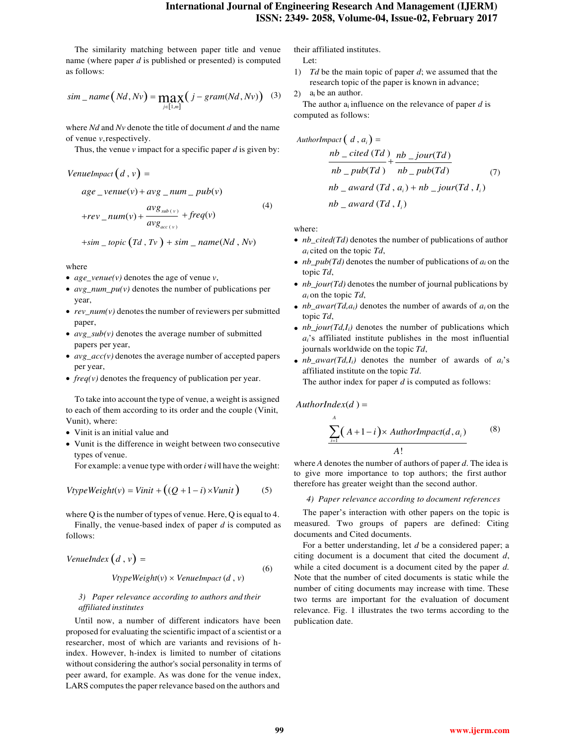The similarity matching between paper title and venue name (where paper $d$ is published or presented) is computed as follows:

$$sim\_name(Nd, Nv) = \max_{j \in [1,m]} \left( j - gram(Nd, Nv) \right) \quad (3)$$

where $Nd$ and $Nv$ denote the title of document $d$ and the name of venue $v$, respectively.

Thus, the venue $v$ impact for a specific paper $d$ is given by:

$$\begin{aligned} VenueImpact(d, v) = \\ & age\_venue(v) + avg\_num\_pub(v) \\ & + rev\_num(v) + \frac{avg_{sub(v)}}{avg_{acc(v)}} + freq(v) \\ & + sim\_topic(Td, Tv) + sim\_name(Nd, Nv) \end{aligned} \quad (4)$$

where

- *age_venue(v)* denotes the age of venue $v$,
- *avg_num_pu(v)* denotes the number of publications per year,
- *rev_num(v)* denotes the number of reviewers per submitted paper,
- *avg_sub(v)* denotes the average number of submitted papers per year,
- *avg_acc(v)* denotes the average number of accepted papers per year,
- *freq(v)* denotes the frequency of publication per year.

To take into account the type of venue, a weight is assigned to each of them according to its order and the couple (Vinit, Vunit), where:

- Vinit is an initial value and
- Vunit is the difference in weight between two consecutive types of venue.

For example: a venue type with order $i$ will have the weight:

$$VtypeWeight(v) = Vinit + \left( (Q + 1 - i) \times Vunit \right) \quad (5)$$

where Q is the number of types of venue. Here, Q is equal to 4.

Finally, the venue-based index of paper $d$ is computed as follows:

$$VenueIndex(d, v) = VtypeWeight(v) \times VenueImpact(d, v) \quad (6)$$

*3) Paper relevance according to authors and their affiliated institutes*

Until now, a number of different indicators have been proposed for evaluating the scientific impact of a scientist or a researcher, most of which are variants and revisions of h-index. However, h-index is limited to number of citations without considering the author's social personality in terms of peer award, for example. As was done for the venue index, LARS computes the paper relevance based on the authors and their affiliated institutes.

Let:

1) $Td$ be the main topic of paper $d$; we assumed that the research topic of the paper is known in advance;
2) $a_i$ be an author.

The author $a_i$ influence on the relevance of paper $d$ is computed as follows:

$$\begin{aligned} AuthorImpact(d, a_i) = \\ & \frac{nb\_cited(Td)}{nb\_pub(Td)} + \frac{nb\_jour(Td)}{nb\_pub(Td)} \\ & nb\_award(Td, a_i) + nb\_jour(Td, I_i) \\ & nb\_award(Td, I_i) \end{aligned} \quad (7)$$

where:

- *nb_cited(Td)* denotes the number of publications of author $a_i$ cited on the topic $Td$,
- *nb_pub(Td)* denotes the number of publications of $a_i$ on the topic $Td$,
- *nb_jour(Td)* denotes the number of journal publications by $a_i$ on the topic $Td$,
- *nb_awar(Td,a_i)* denotes the number of awards of $a_i$ on the topic $Td$,
- *nb_jour(Td,I_i)* denotes the number of publications which $a_i$'s affiliated institute publishes in the most influential journals worldwide on the topic $Td$,
- *nb_awar(Td,I_i)* denotes the number of awards of $a_i$'s affiliated institute on the topic $Td$.

The author index for paper $d$ is computed as follows:

$$AuthorIndex(d) = \frac{\sum_{i=1}^{A} (A + 1 - i) \times AuthorImpact(d, a_i)}{A!} \quad (8)$$

where $A$ denotes the number of authors of paper $d$. The idea is to give more importance to top authors; the first author therefore has greater weight than the second author.

*4) Paper relevance according to document references*

The paper's interaction with other papers on the topic is measured. Two groups of papers are defined: Citing documents and Cited documents.

For a better understanding, let $d$ be a considered paper; a citing document is a document that cited the document $d$, while a cited document is a document cited by the paper $d$. Note that the number of cited documents is static while the number of citing documents may increase with time. These two terms are important for the evaluation of document relevance. Fig. 1 illustrates the two terms according to the publication date.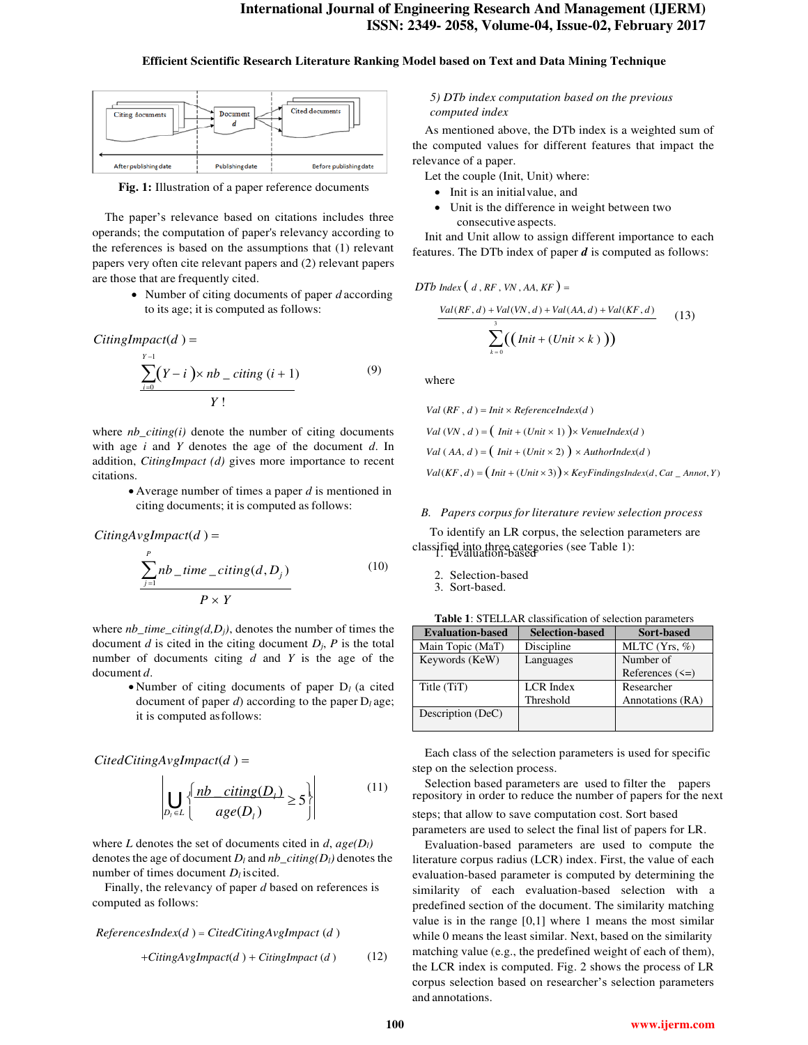Fig. 1: Illustration of a paper reference documents

The paper's relevance based on citations includes three operands; the computation of paper's relevancy according to the references is based on the assumptions that (1) relevant papers very often cite relevant papers and (2) relevant papers are those that are frequently cited.

- Number of citing documents of paper *d* according to its age; it is computed as follows:

$$CitingImpact(d) = \frac{\sum_{i=0}^{Y-1} (Y-i) \times nb\_citing\,(i+1)}{Y!} \quad (9)$$

where *nb_citing(i)* denote the number of citing documents with age *i* and *Y* denotes the age of the document *d*. In addition, *CitingImpact (d)* gives more importance to recent citations.

- Average number of times a paper *d* is mentioned in citing documents; it is computed as follows:

$$CitingAvgImpact(d) = \frac{\sum_{j=1}^{P} nb\_time\_citing(d, D_j)}{P \times Y} \quad (10)$$

where *nb_time_citing(d,D_j)*, denotes the number of times the document *d* is cited in the citing document $D_j$, *P* is the total number of documents citing *d* and *Y* is the age of the document *d*.

- Number of citing documents of paper $D_l$ (a cited document of paper *d*) according to the paper $D_l$ age; it is computed as follows:

$$CitedCitingAvgImpact(d) = \left| \bigcup_{D_l \in L} \left\{ \frac{nb\_citing(D_l)}{age(D_l)} \geq 5 \right\} \right| \quad (11)$$

where *L* denotes the set of documents cited in *d*, $age(D_l)$ denotes the age of document $D_l$ and $nb\_citing(D_l)$ denotes the number of times document $D_l$ is cited.

Finally, the relevancy of paper *d* based on references is computed as follows:

$$ReferencesIndex(d) = CitedCitingAvgImpact\,(d) + CitingAvgImpact(d) + CitingImpact\,(d) \quad (12)$$

*5) DTb index computation based on the previous computed index*

As mentioned above, the DTb index is a weighted sum of the computed values for different features that impact the relevance of a paper.

Let the couple (Init, Unit) where:

- Init is an initial value, and
- Unit is the difference in weight between two consecutive aspects.

Init and Unit allow to assign different importance to each features. The DTb index of paper ***d*** is computed as follows:

$$DTb\ Index\,(d, RF, VN, AA, KF) = \frac{Val(RF,d) + Val(VN,d) + Val(AA,d) + Val(KF,d)}{\sum_{k=0}^{3} \left( \left( Init + (Unit \times k) \right) \right)} \quad (13)$$

where

$$Val(RF, d) = Init \times ReferenceIndex(d)$$

$$Val(VN, d) = (Init + (Unit \times 1)) \times VenueIndex(d)$$

$$Val(AA, d) = (Init + (Unit \times 2)) \times AuthorIndex(d)$$

$$Val(KF, d) = (Init + (Unit \times 3)) \times KeyFindingsIndex(d, Cat\_Annot, Y)$$

*B. Papers corpus for literature review selection process*

To identify an LR corpus, the selection parameters are classified into three categories (see Table 1):

1. Evaluation-based
2. Selection-based
3. Sort-based.

**Table 1**: STELLAR classification of selection parameters

| Evaluation-based | Selection-based | Sort-based |
|---|---|---|
| Main Topic (MaT) | Discipline | MLTC (Yrs, %) |
| Keywords (KeW) | Languages | Number of References (<=) |
| Title (TiT) | LCR Index Threshold | Researcher Annotations (RA) |
| Description (DeC) | | |

Each class of the selection parameters is used for specific step on the selection process.

Selection based parameters are used to filter the papers repository in order to reduce the number of papers for the next steps; that allow to save computation cost. Sort based parameters are used to select the final list of papers for LR.

Evaluation-based parameters are used to compute the literature corpus radius (LCR) index. First, the value of each evaluation-based parameter is computed by determining the similarity of each evaluation-based selection with a predefined section of the document. The similarity matching value is in the range [0,1] where 1 means the most similar while 0 means the least similar. Next, based on the similarity matching value (e.g., the predefined weight of each of them), the LCR index is computed. Fig. 2 shows the process of LR corpus selection based on researcher's selection parameters and annotations.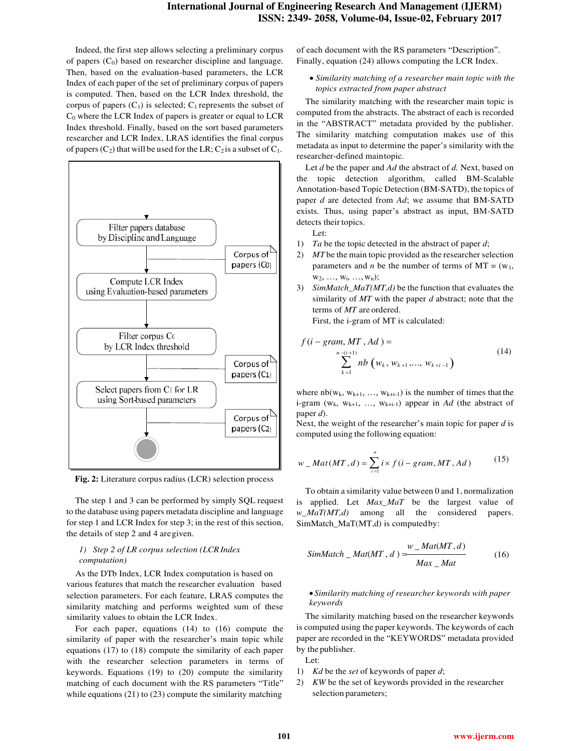Indeed, the first step allows selecting a preliminary corpus of papers ($C_0$) based on researcher discipline and language. Then, based on the evaluation-based parameters, the LCR Index of each paper of the set of preliminary corpus of papers is computed. Then, based on the LCR Index threshold, the corpus of papers ($C_1$) is selected; $C_1$ represents the subset of $C_0$ where the LCR Index of papers is greater or equal to LCR Index threshold. Finally, based on the sort based parameters researcher and LCR Index, LRAS identifies the final corpus of papers ($C_2$) that will be used for the LR; $C_2$ is a subset of $C_1$.

Filter papers database by Discipline and Language → Corpus of papers (C0) → Compute LCR Index using Evaluation-based parameters → Filter corpus C0 by LCR Index threshold → Corpus of papers (C1) → Select papers from C1 for LR using Sort-based parameters → Corpus of papers (C2)

**Fig. 2:** Literature corpus radius (LCR) selection process

The step 1 and 3 can be performed by simply SQL request to the database using papers metadata discipline and language for step 1 and LCR Index for step 3; in the rest of this section, the details of step 2 and 4 are given.

*1) Step 2 of LR corpus selection (LCR Index computation)*

As the DTb Index, LCR Index computation is based on various features that match the researcher evaluation based selection parameters. For each feature, LRAS computes the similarity matching and performs weighted sum of these similarity values to obtain the LCR Index.

For each paper, equations (14) to (16) compute the similarity of paper with the researcher's main topic while equations (17) to (18) compute the similarity of each paper with the researcher selection parameters in terms of keywords. Equations (19) to (20) compute the similarity matching of each document with the RS parameters "Title" while equations (21) to (23) compute the similarity matching of each document with the RS parameters "Description". Finally, equation (24) allows computing the LCR Index.

- *Similarity matching of a researcher main topic with the topics extracted from paper abstract*

The similarity matching with the researcher main topic is computed from the abstracts. The abstract of each is recorded in the "ABSTRACT" metadata provided by the publisher. The similarity matching computation makes use of this metadata as input to determine the paper's similarity with the researcher-defined main topic.

Let $d$ be the paper and $Ad$ the abstract of $d$. Next, based on the topic detection algorithm, called BM-Scalable Annotation-based Topic Detection (BM-SATD), the topics of paper $d$ are detected from $Ad$; we assume that BM-SATD exists. Thus, using paper's abstract as input, BM-SATD detects their topics.

Let:

1) $Ta$ be the topic detected in the abstract of paper $d$;
2) $MT$ be the main topic provided as the researcher selection parameters and $n$ be the number of terms of MT = ($w_1$, $w_2$, …, $w_i$, …, $w_n$);
3) *SimMatch_MaT(MT,d)* be the function that evaluates the similarity of $MT$ with the paper $d$ abstract; note that the terms of $MT$ are ordered.

First, the i-gram of MT is calculated:

$$f(i-gram, MT, Ad) = \sum_{k=1}^{n-(i+1)} nb\left(w_k, w_{k+1}, \ldots, w_{k+i-1}\right) \tag{14}$$

where $nb(w_k, w_{k+1}, \ldots, w_{k+i-1})$ is the number of times that the i-gram ($w_k$, $w_{k+1}$, …, $w_{k+i-1}$) appear in $Ad$ (the abstract of paper $d$).

Next, the weight of the researcher's main topic for paper $d$ is computed using the following equation:

$$w\_Mat(MT, d) = \sum_{i=1}^{n} i \times f(i-gram, MT, Ad) \tag{15}$$

To obtain a similarity value between 0 and 1, normalization is applied. Let *Max_MaT* be the largest value of *w_MaT(MT,d)* among all the considered papers. SimMatch_MaT(MT,d) is computed by:

$$SimMatch\_Mat(MT, d) = \frac{w\_Mat(MT, d)}{Max\_Mat} \tag{16}$$

- *Similarity matching of researcher keywords with paper keywords*

The similarity matching based on the researcher keywords is computed using the paper keywords. The keywords of each paper are recorded in the "KEYWORDS" metadata provided by the publisher.

Let:

1) $Kd$ be the *set* of keywords of paper $d$;
2) $KW$ be the set of keywords provided in the researcher selection parameters;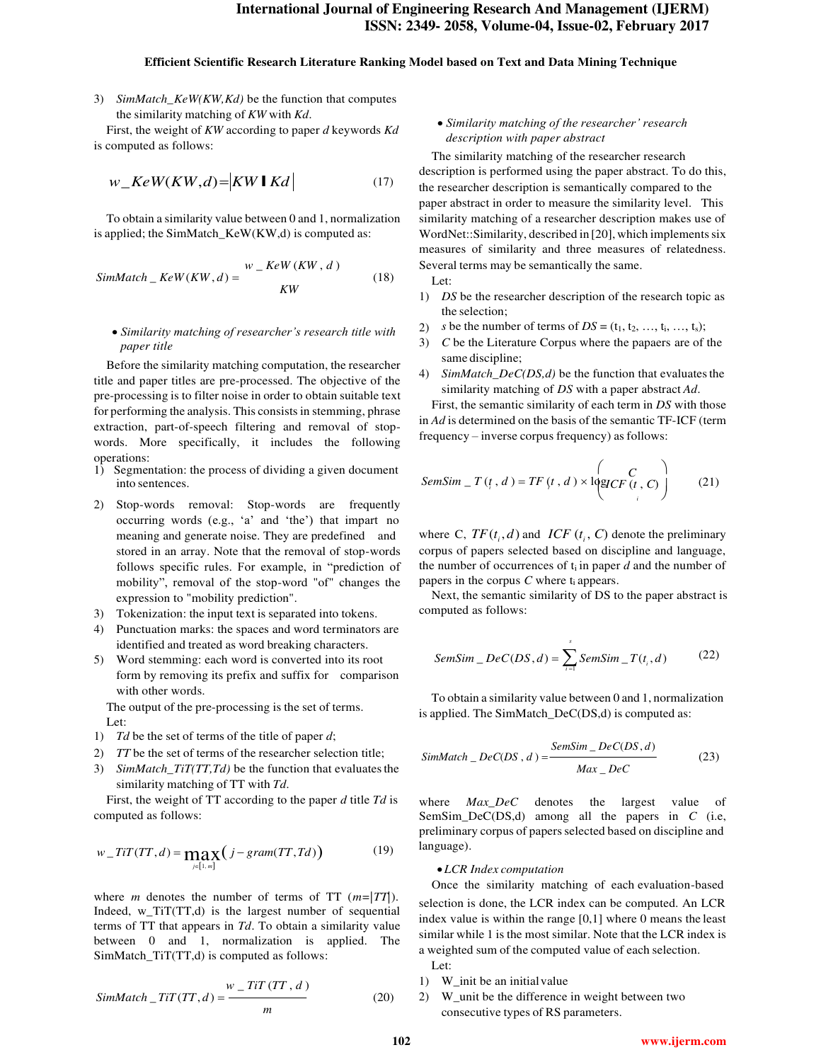3) *SimMatch_KeW(KW,Kd)* be the function that computes the similarity matching of *KW* with *Kd*.

First, the weight of *KW* according to paper *d* keywords *Kd* is computed as follows:

$$w\_KeW(KW,d) = |KW \cap Kd| \tag{17}$$

To obtain a similarity value between 0 and 1, normalization is applied; the SimMatch_KeW(KW,d) is computed as:

$$SimMatch\_KeW(KW,d) = \frac{w\_KeW(KW,d)}{KW} \tag{18}$$

- *Similarity matching of researcher's research title with paper title*

Before the similarity matching computation, the researcher title and paper titles are pre-processed. The objective of the pre-processing is to filter noise in order to obtain suitable text for performing the analysis. This consists in stemming, phrase extraction, part-of-speech filtering and removal of stop-words. More specifically, it includes the following operations:

1) Segmentation: the process of dividing a given document into sentences.
2) Stop-words removal: Stop-words are frequently occurring words (e.g., 'a' and 'the') that impart no meaning and generate noise. They are predefined and stored in an array. Note that the removal of stop-words follows specific rules. For example, in "prediction of mobility", removal of the stop-word "of" changes the expression to "mobility prediction".
3) Tokenization: the input text is separated into tokens.
4) Punctuation marks: the spaces and word terminators are identified and treated as word breaking characters.
5) Word stemming: each word is converted into its root form by removing its prefix and suffix for comparison with other words.

The output of the pre-processing is the set of terms.

Let:

1) *Td* be the set of terms of the title of paper *d*;
2) *TT* be the set of terms of the researcher selection title;
3) *SimMatch_TiT(TT,Td)* be the function that evaluates the similarity matching of TT with *Td*.

First, the weight of TT according to the paper *d* title *Td* is computed as follows:

$$w\_TiT(TT,d) = \max_{j \in [1,m]} \left( j - gram(TT,Td) \right) \tag{19}$$

where *m* denotes the number of terms of TT ($m=|TT|$). Indeed, w_TiT(TT,d) is the largest number of sequential terms of TT that appears in *Td*. To obtain a similarity value between 0 and 1, normalization is applied. The SimMatch_TiT(TT,d) is computed as follows:

$$SimMatch\_TiT(TT,d) = \frac{w\_TiT(TT,d)}{m} \tag{20}$$

- *Similarity matching of the researcher' research description with paper abstract*

The similarity matching of the researcher research description is performed using the paper abstract. To do this, the researcher description is semantically compared to the paper abstract in order to measure the similarity level. This similarity matching of a researcher description makes use of WordNet::Similarity, described in [20], which implements six measures of similarity and three measures of relatedness. Several terms may be semantically the same.

Let:

1) *DS* be the researcher description of the research topic as the selection;
2) *s* be the number of terms of *DS* = ($t_1, t_2, \ldots, t_i, \ldots, t_s$);
3) *C* be the Literature Corpus where the papaers are of the same discipline;
4) *SimMatch_DeC(DS,d)* be the function that evaluates the similarity matching of *DS* with a paper abstract *Ad*.

First, the semantic similarity of each term in *DS* with those in *Ad* is determined on the basis of the semantic TF-ICF (term frequency – inverse corpus frequency) as follows:

$$SemSim\_T(t_i, d) = TF(t_i, d) \times \log\left(\frac{C}{ICF(t_i, C)}\right) \tag{21}$$

where C, $TF(t_i, d)$ and $ICF(t_i, C)$ denote the preliminary corpus of papers selected based on discipline and language, the number of occurrences of $t_i$ in paper *d* and the number of papers in the corpus *C* where $t_i$ appears.

Next, the semantic similarity of DS to the paper abstract is computed as follows:

$$SemSim\_DeC(DS,d) = \sum_{i=1}^{s} SemSim\_T(t_i, d) \tag{22}$$

To obtain a similarity value between 0 and 1, normalization is applied. The SimMatch_DeC(DS,d) is computed as:

$$SimMatch\_DeC(DS,d) = \frac{SemSim\_DeC(DS,d)}{Max\_DeC} \tag{23}$$

where *Max_DeC* denotes the largest value of SemSim_DeC(DS,d) among all the papers in *C* (i.e, preliminary corpus of papers selected based on discipline and language).

- *LCR Index computation*

Once the similarity matching of each evaluation-based selection is done, the LCR index can be computed. An LCR index value is within the range [0,1] where 0 means the least similar while 1 is the most similar. Note that the LCR index is a weighted sum of the computed value of each selection.

Let:

1) W_init be an initial value
2) W_unit be the difference in weight between two consecutive types of RS parameters.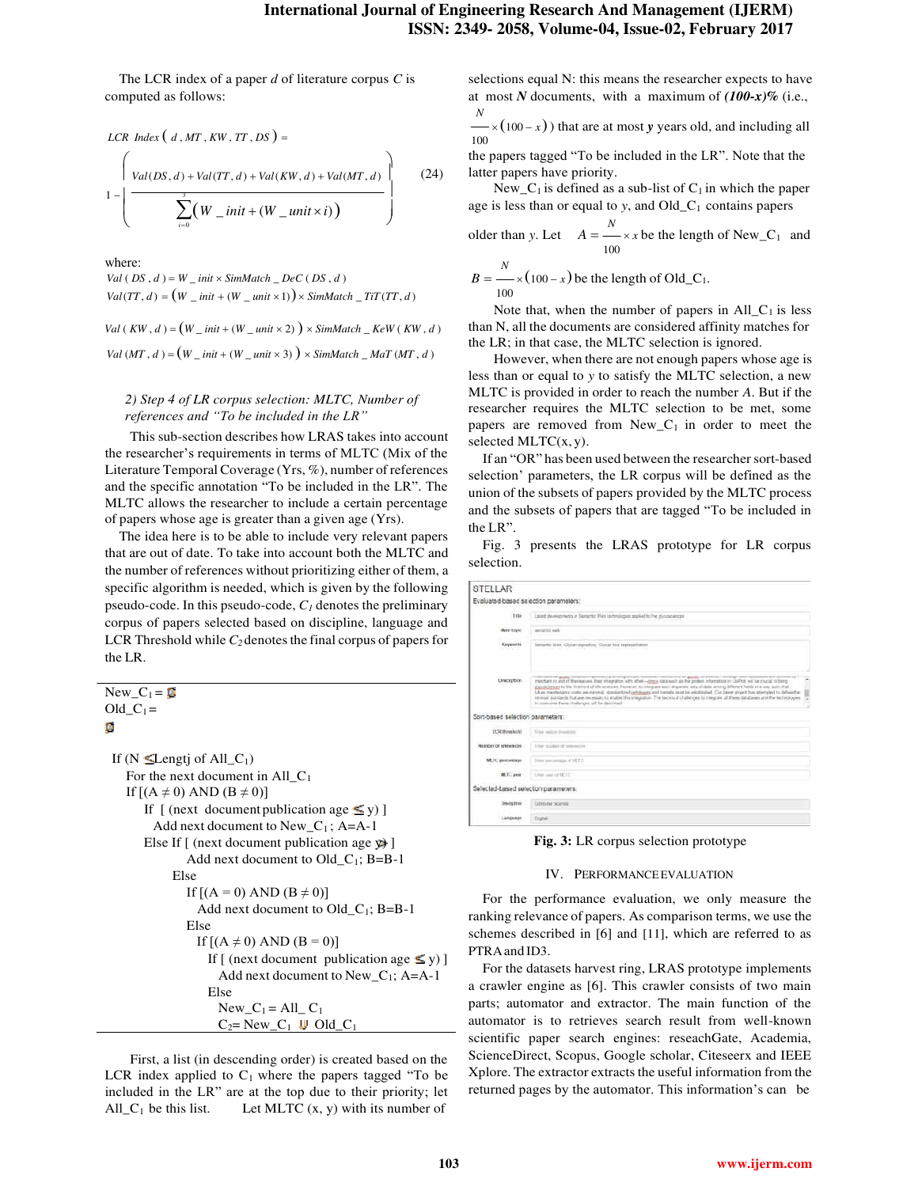The LCR index of a paper $d$ of literature corpus $C$ is computed as follows:

$$LCR\ Index(d, MT, KW, TT, DS) = 1 - \left( \frac{Val(DS,d) + Val(TT,d) + Val(KW,d) + Val(MT,d)}{\sum_{i=0}^{3}(W\_init + (W\_unit \times i))} \right) \quad (24)$$

where:

$$Val(DS,d) = W\_init \times SimMatch\_DeC(DS,d)$$

$$Val(TT,d) = (W\_init + (W\_unit \times 1)) \times SimMatch\_TiT(TT,d)$$

$$Val(KW,d) = (W\_init + (W\_unit \times 2)) \times SimMatch\_KeW(KW,d)$$

$$Val(MT,d) = (W\_init + (W\_unit \times 3)) \times SimMatch\_MaT(MT,d)$$

*2) Step 4 of LR corpus selection: MLTC, Number of references and "To be included in the LR"*

This sub-section describes how LRAS takes into account the researcher's requirements in terms of MLTC (Mix of the Literature Temporal Coverage (Yrs, %), number of references and the specific annotation "To be included in the LR". The MLTC allows the researcher to include a certain percentage of papers whose age is greater than a given age (Yrs).

The idea here is to be able to include very relevant papers that are out of date. To take into account both the MLTC and the number of references without prioritizing either of them, a specific algorithm is needed, which is given by the following pseudo-code. In this pseudo-code, $C_1$ denotes the preliminary corpus of papers selected based on discipline, language and LCR Threshold while $C_2$ denotes the final corpus of papers for the LR.

```
New_C1 = Ø
Old_C1 = Ø

If (N ≤ Lengtj of All_C1)
  For the next document in All_C1
   If [(A ≠ 0) AND (B ≠ 0)]
     If [ (next document publication age ≤ y) ]
       Add next document to New_C1 ; A=A-1
     Else If [ (next document publication age > y) ]
          Add next document to Old_C1; B=B-1
       Else
          If [(A = 0) AND (B ≠ 0)]
            Add next document to Old_C1; B=B-1
          Else
            If [(A ≠ 0) AND (B = 0)]
              If [ (next document publication age ≤ y) ]
                Add next document to New_C1; A=A-1
              Else
                New_C1 = All_ C1
                C2= New_C1 ∪ Old_C1
```

First, a list (in descending order) is created based on the LCR index applied to $C_1$ where the papers tagged "To be included in the LR" are at the top due to their priority; let $All\_C_1$ be this list. Let MLTC (x, y) with its number of selections equal N: this means the researcher expects to have at most ***N*** documents, with a maximum of ***(100-x)%*** (i.e., $\frac{N}{100} \times (100 - x)$) that are at most ***y*** years old, and including all the papers tagged "To be included in the LR". Note that the latter papers have priority.

$New\_C_1$ is defined as a sub-list of $C_1$ in which the paper age is less than or equal to $y$, and $Old\_C_1$ contains papers older than $y$. Let $A = \frac{N}{100} \times x$ be the length of $New\_C_1$ and $B = \frac{N}{100} \times (100 - x)$ be the length of $Old\_C_1$.

Note that, when the number of papers in $All\_C_1$ is less than N, all the documents are considered affinity matches for the LR; in that case, the MLTC selection is ignored.

However, when there are not enough papers whose age is less than or equal to $y$ to satisfy the MLTC selection, a new MLTC is provided in order to reach the number $A$. But if the researcher requires the MLTC selection to be met, some papers are removed from $New\_C_1$ in order to meet the selected MLTC(x, y).

If an "OR" has been used between the researcher sort-based selection' parameters, the LR corpus will be defined as the union of the subsets of papers provided by the MLTC process and the subsets of papers that are tagged "To be included in the LR".

Fig. 3 presents the LRAS prototype for LR corpus selection.

**Fig. 3:** LR corpus selection prototype

## IV. PERFORMANCE EVALUATION

For the performance evaluation, we only measure the ranking relevance of papers. As comparison terms, we use the schemes described in [6] and [11], which are referred to as PTRA and ID3.

For the datasets harvest ring, LRAS prototype implements a crawler engine as [6]. This crawler consists of two main parts; automator and extractor. The main function of the automator is to retrieves search result from well-known scientific paper search engines: reseachGate, Academia, ScienceDirect, Scopus, Google scholar, Citeseerx and IEEE Xplore. The extractor extracts the useful information from the returned pages by the automator. This information's can be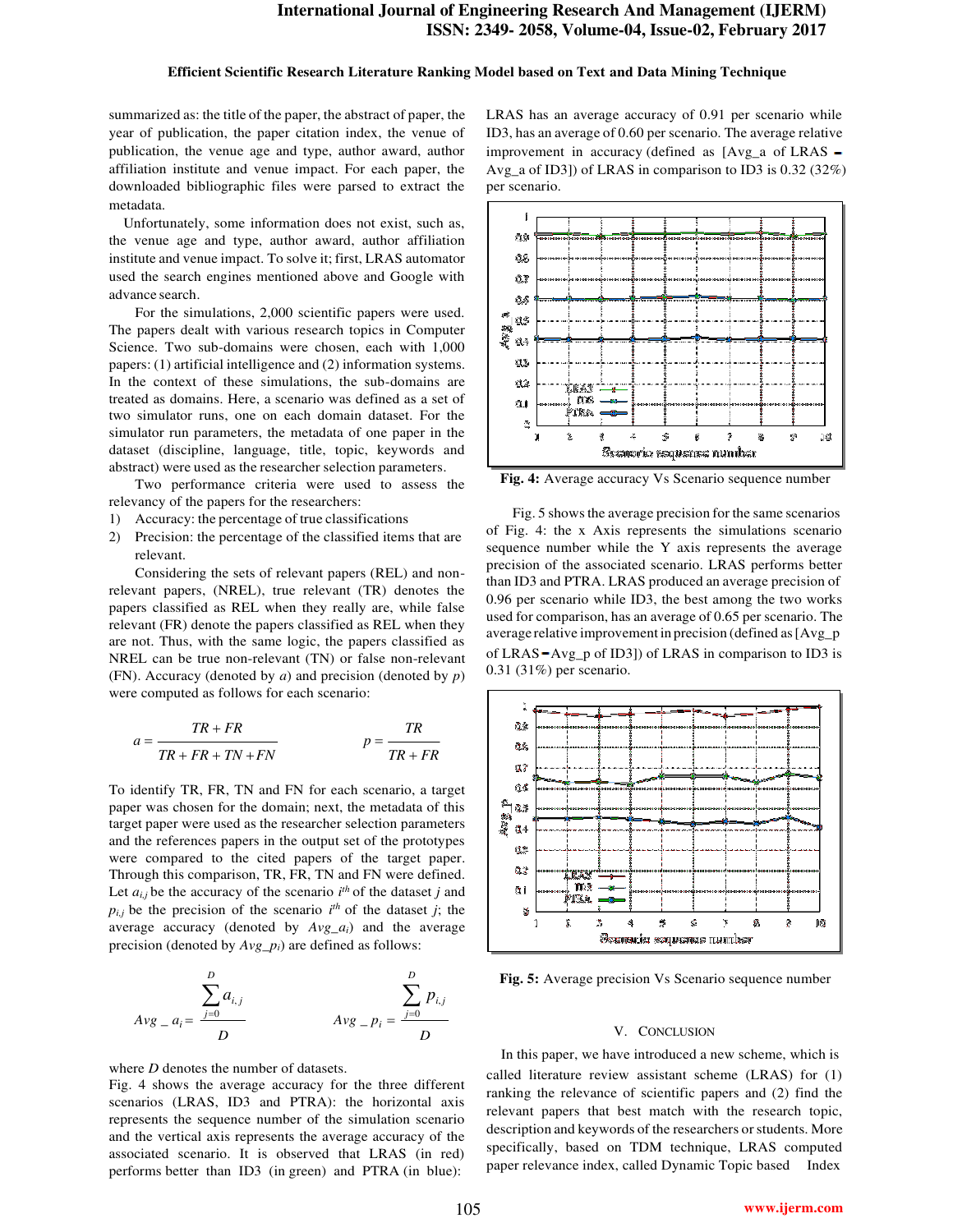summarized as: the title of the paper, the abstract of paper, the year of publication, the paper citation index, the venue of publication, the venue age and type, author award, author affiliation institute and venue impact. For each paper, the downloaded bibliographic files were parsed to extract the metadata.

Unfortunately, some information does not exist, such as, the venue age and type, author award, author affiliation institute and venue impact. To solve it; first, LRAS automator used the search engines mentioned above and Google with advance search.

For the simulations, 2,000 scientific papers were used. The papers dealt with various research topics in Computer Science. Two sub-domains were chosen, each with 1,000 papers: (1) artificial intelligence and (2) information systems. In the context of these simulations, the sub-domains are treated as domains. Here, a scenario was defined as a set of two simulator runs, one on each domain dataset. For the simulator run parameters, the metadata of one paper in the dataset (discipline, language, title, topic, keywords and abstract) were used as the researcher selection parameters.

Two performance criteria were used to assess the relevancy of the papers for the researchers:

1) Accuracy: the percentage of true classifications
2) Precision: the percentage of the classified items that are relevant.

Considering the sets of relevant papers (REL) and non-relevant papers, (NREL), true relevant (TR) denotes the papers classified as REL when they really are, while false relevant (FR) denote the papers classified as REL when they are not. Thus, with the same logic, the papers classified as NREL can be true non-relevant (TN) or false non-relevant (FN). Accuracy (denoted by *a*) and precision (denoted by *p*) were computed as follows for each scenario:

$$a = \frac{TR + FR}{TR + FR + TN + FN} \qquad p = \frac{TR}{TR + FR}$$

To identify TR, FR, TN and FN for each scenario, a target paper was chosen for the domain; next, the metadata of this target paper were used as the researcher selection parameters and the references papers in the output set of the prototypes were compared to the cited papers of the target paper. Through this comparison, TR, FR, TN and FN were defined. Let $a_{i,j}$ be the accuracy of the scenario $i^{th}$ of the dataset $j$ and $p_{i,j}$ be the precision of the scenario $i^{th}$ of the dataset $j$; the average accuracy (denoted by $Avg\_a_i$) and the average precision (denoted by $Avg\_p_i$) are defined as follows:

$$Avg\_a_i = \frac{\sum_{j=0}^{D} a_{i,j}}{D} \qquad Avg\_p_i = \frac{\sum_{j=0}^{D} p_{i,j}}{D}$$

where $D$ denotes the number of datasets.

Fig. 4 shows the average accuracy for the three different scenarios (LRAS, ID3 and PTRA): the horizontal axis represents the sequence number of the simulation scenario and the vertical axis represents the average accuracy of the associated scenario. It is observed that LRAS (in red) performs better than ID3 (in green) and PTRA (in blue): LRAS has an average accuracy of 0.91 per scenario while ID3, has an average of 0.60 per scenario. The average relative improvement in accuracy (defined as [Avg_a of LRAS – Avg_a of ID3]) of LRAS in comparison to ID3 is 0.32 (32%) per scenario.

**Fig. 4:** Average accuracy Vs Scenario sequence number

Fig. 5 shows the average precision for the same scenarios of Fig. 4: the x Axis represents the simulations scenario sequence number while the Y axis represents the average precision of the associated scenario. LRAS performs better than ID3 and PTRA. LRAS produced an average precision of 0.96 per scenario while ID3, the best among the two works used for comparison, has an average of 0.65 per scenario. The average relative improvement in precision (defined as [Avg_p of LRAS – Avg_p of ID3]) of LRAS in comparison to ID3 is 0.31 (31%) per scenario.

**Fig. 5:** Average precision Vs Scenario sequence number

## V. CONCLUSION

In this paper, we have introduced a new scheme, which is called literature review assistant scheme (LRAS) for (1) ranking the relevance of scientific papers and (2) find the relevant papers that best match with the research topic, description and keywords of the researchers or students. More specifically, based on TDM technique, LRAS computed paper relevance index, called Dynamic Topic based Index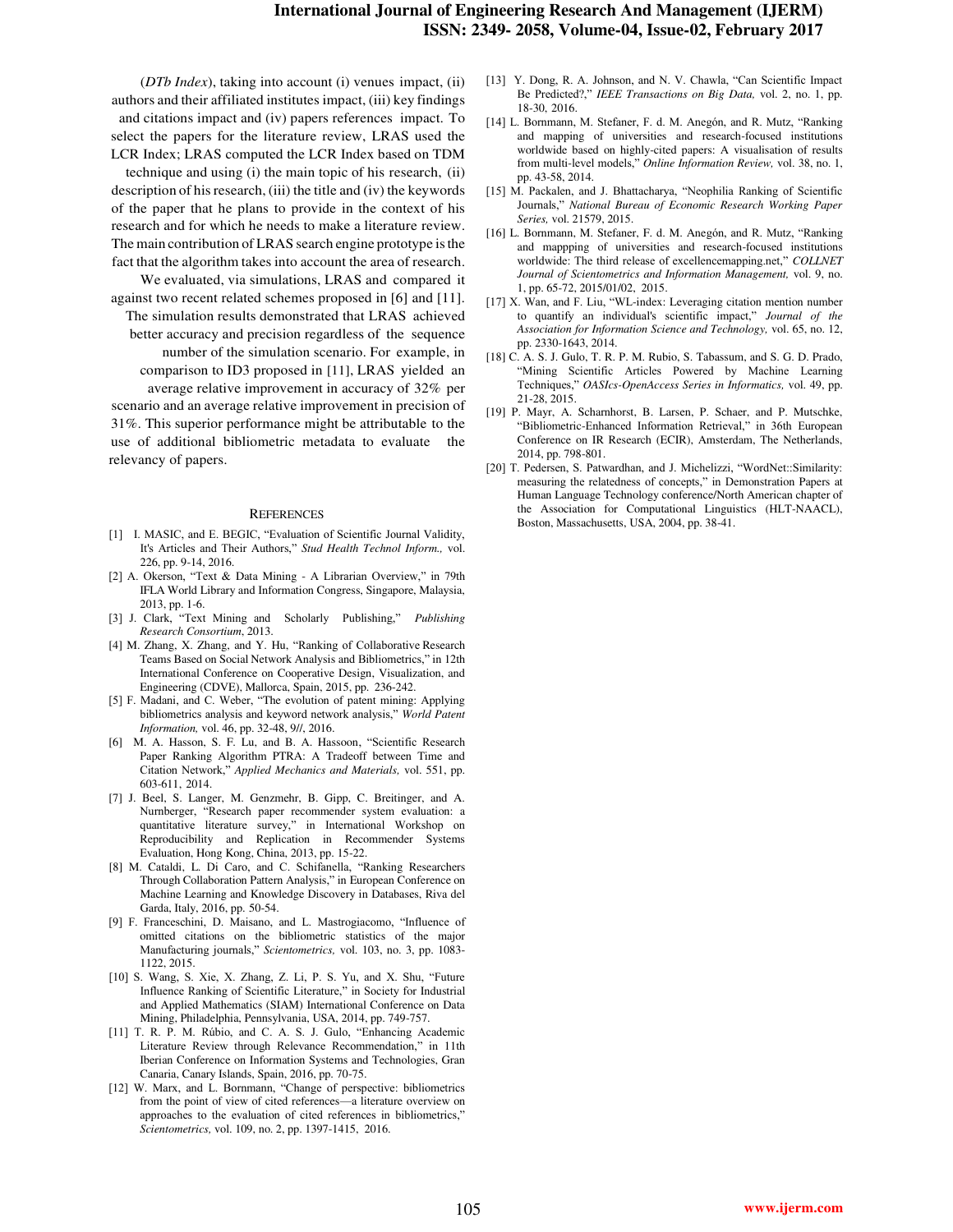(*DTb Index*), taking into account (i) venues impact, (ii) authors and their affiliated institutes impact, (iii) key findings and citations impact and (iv) papers references impact. To select the papers for the literature review, LRAS used the LCR Index; LRAS computed the LCR Index based on TDM technique and using (i) the main topic of his research, (ii) description of his research, (iii) the title and (iv) the keywords of the paper that he plans to provide in the context of his research and for which he needs to make a literature review. The main contribution of LRAS search engine prototype is the fact that the algorithm takes into account the area of research.

We evaluated, via simulations, LRAS and compared it against two recent related schemes proposed in [6] and [11]. The simulation results demonstrated that LRAS achieved better accuracy and precision regardless of the sequence number of the simulation scenario. For example, in comparison to ID3 proposed in [11], LRAS yielded an average relative improvement in accuracy of 32% per scenario and an average relative improvement in precision of 31%. This superior performance might be attributable to the use of additional bibliometric metadata to evaluate the relevancy of papers.

## REFERENCES

[1] I. MASIC, and E. BEGIC, "Evaluation of Scientific Journal Validity, It's Articles and Their Authors," *Stud Health Technol Inform.,* vol. 226, pp. 9-14, 2016.

[2] A. Okerson, "Text & Data Mining - A Librarian Overview," in 79th IFLA World Library and Information Congress, Singapore, Malaysia, 2013, pp. 1-6.

[3] J. Clark, "Text Mining and Scholarly Publishing," *Publishing Research Consortium*, 2013.

[4] M. Zhang, X. Zhang, and Y. Hu, "Ranking of Collaborative Research Teams Based on Social Network Analysis and Bibliometrics," in 12th International Conference on Cooperative Design, Visualization, and Engineering (CDVE), Mallorca, Spain, 2015, pp. 236-242.

[5] F. Madani, and C. Weber, "The evolution of patent mining: Applying bibliometrics analysis and keyword network analysis," *World Patent Information,* vol. 46, pp. 32-48, 9//, 2016.

[6] M. A. Hasson, S. F. Lu, and B. A. Hassoon, "Scientific Research Paper Ranking Algorithm PTRA: A Tradeoff between Time and Citation Network," *Applied Mechanics and Materials,* vol. 551, pp. 603-611, 2014.

[7] J. Beel, S. Langer, M. Genzmehr, B. Gipp, C. Breitinger, and A. Nurnberger, "Research paper recommender system evaluation: a quantitative literature survey," in International Workshop on Reproducibility and Replication in Recommender Systems Evaluation, Hong Kong, China, 2013, pp. 15-22.

[8] M. Cataldi, L. Di Caro, and C. Schifanella, "Ranking Researchers Through Collaboration Pattern Analysis," in European Conference on Machine Learning and Knowledge Discovery in Databases, Riva del Garda, Italy, 2016, pp. 50-54.

[9] F. Franceschini, D. Maisano, and L. Mastrogiacomo, "Influence of omitted citations on the bibliometric statistics of the major Manufacturing journals," *Scientometrics,* vol. 103, no. 3, pp. 1083-1122, 2015.

[10] S. Wang, S. Xie, X. Zhang, Z. Li, P. S. Yu, and X. Shu, "Future Influence Ranking of Scientific Literature," in Society for Industrial and Applied Mathematics (SIAM) International Conference on Data Mining, Philadelphia, Pennsylvania, USA, 2014, pp. 749-757.

[11] T. R. P. M. Rúbio, and C. A. S. J. Gulo, "Enhancing Academic Literature Review through Relevance Recommendation," in 11th Iberian Conference on Information Systems and Technologies, Gran Canaria, Canary Islands, Spain, 2016, pp. 70-75.

[12] W. Marx, and L. Bornmann, "Change of perspective: bibliometrics from the point of view of cited references—a literature overview on approaches to the evaluation of cited references in bibliometrics," *Scientometrics,* vol. 109, no. 2, pp. 1397-1415, 2016.

[13] Y. Dong, R. A. Johnson, and N. V. Chawla, "Can Scientific Impact Be Predicted?," *IEEE Transactions on Big Data,* vol. 2, no. 1, pp. 18-30, 2016.

[14] L. Bornmann, M. Stefaner, F. d. M. Anegón, and R. Mutz, "Ranking and mapping of universities and research-focused institutions worldwide based on highly-cited papers: A visualisation of results from multi-level models," *Online Information Review,* vol. 38, no. 1, pp. 43-58, 2014.

[15] M. Packalen, and J. Bhattacharya, "Neophilia Ranking of Scientific Journals," *National Bureau of Economic Research Working Paper Series,* vol. 21579, 2015.

[16] L. Bornmann, M. Stefaner, F. d. M. Anegón, and R. Mutz, "Ranking and mappping of universities and research-focused institutions worldwide: The third release of excellencemapping.net," *COLLNET Journal of Scientometrics and Information Management,* vol. 9, no. 1, pp. 65-72, 2015/01/02, 2015.

[17] X. Wan, and F. Liu, "WL-index: Leveraging citation mention number to quantify an individual's scientific impact," *Journal of the Association for Information Science and Technology,* vol. 65, no. 12, pp. 2330-1643, 2014.

[18] C. A. S. J. Gulo, T. R. P. M. Rubio, S. Tabassum, and S. G. D. Prado, "Mining Scientific Articles Powered by Machine Learning Techniques," *OASIcs-OpenAccess Series in Informatics,* vol. 49, pp. 21-28, 2015.

[19] P. Mayr, A. Scharnhorst, B. Larsen, P. Schaer, and P. Mutschke, "Bibliometric-Enhanced Information Retrieval," in 36th European Conference on IR Research (ECIR), Amsterdam, The Netherlands, 2014, pp. 798-801.

[20] T. Pedersen, S. Patwardhan, and J. Michelizzi, "WordNet::Similarity: measuring the relatedness of concepts," in Demonstration Papers at Human Language Technology conference/North American chapter of the Association for Computational Linguistics (HLT-NAACL), Boston, Massachusetts, USA, 2004, pp. 38-41.